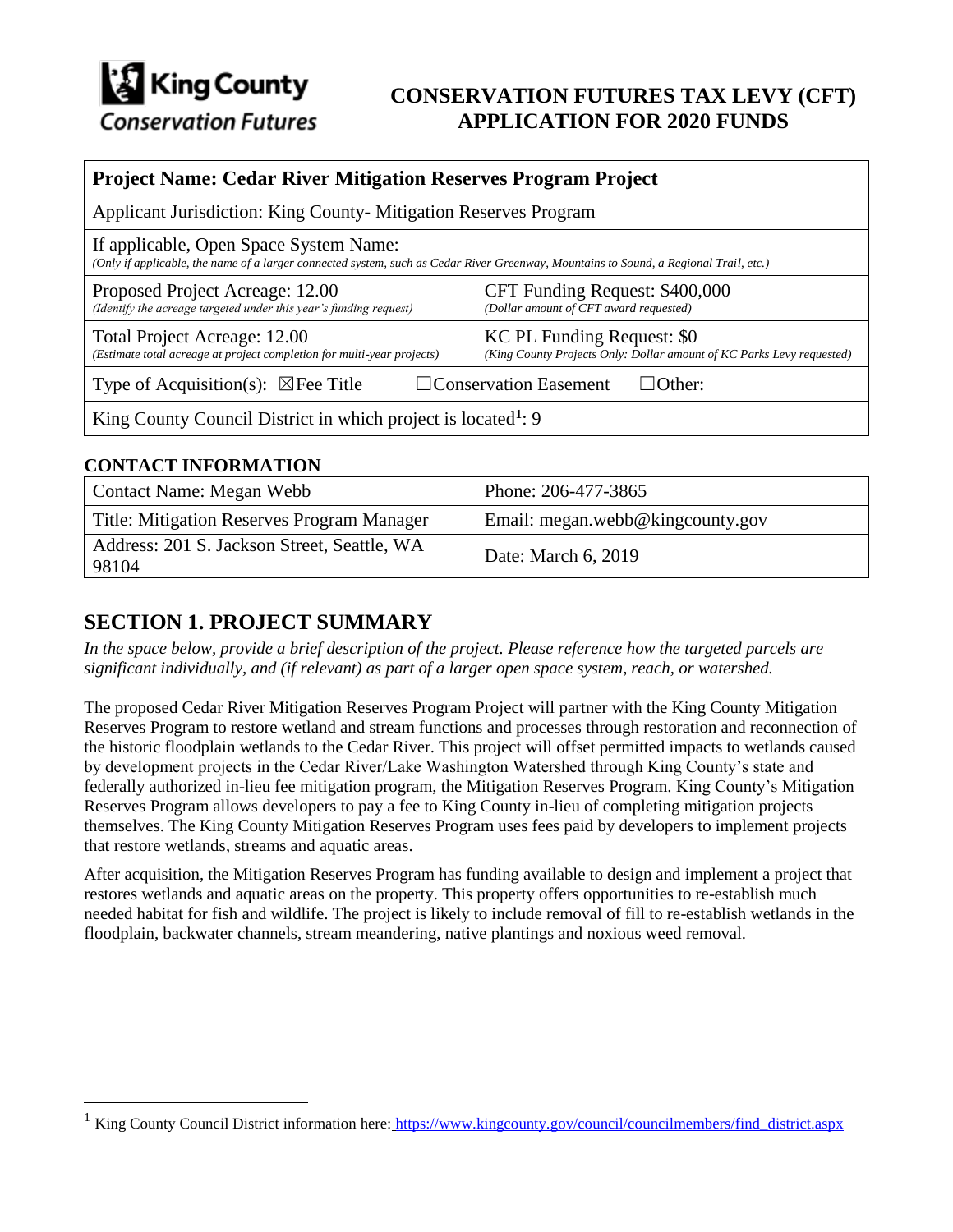King Country
Conservation Futures

# CONSERVATION FUTURES TAX LEVY (CFT) APPLICATION FOR 2020 FUNDS

| **Project Name: Cedar River Mitigation Reserves Program Project** | |
|---|---|
| Applicant Jurisdiction: King County- Mitigation Reserves Program | |
| If applicable, Open Space System Name: *(Only if applicable, the name of a larger connected system, such as Cedar River Greenway, Mountains to Sound, a Regional Trail, etc.)* | |
| Proposed Project Acreage: 12.00 *(Identify the acreage targeted under this year's funding request)* | CFT Funding Request: $400,000 *(Dollar amount of CFT award requested)* |
| Total Project Acreage: 12.00 *(Estimate total acreage at project completion for multi-year projects)* | KC PL Funding Request: $0 *(King County Projects Only: Dollar amount of KC Parks Levy requested)* |
| Type of Acquisition(s): ☒Fee Title ☐Conservation Easement ☐Other: | |
| King County Council District in which project is located[1]: 9 | |

## CONTACT INFORMATION

| Contact Name: Megan Webb | Phone: 206-477-3865 |
|---|---|
| Title: Mitigation Reserves Program Manager | Email: megan.webb@kingcounty.gov |
| Address: 201 S. Jackson Street, Seattle, WA 98104 | Date: March 6, 2019 |

## SECTION 1. PROJECT SUMMARY

*In the space below, provide a brief description of the project. Please reference how the targeted parcels are significant individually, and (if relevant) as part of a larger open space system, reach, or watershed.*

The proposed Cedar River Mitigation Reserves Program Project will partner with the King County Mitigation Reserves Program to restore wetland and stream functions and processes through restoration and reconnection of the historic floodplain wetlands to the Cedar River. This project will offset permitted impacts to wetlands caused by development projects in the Cedar River/Lake Washington Watershed through King County's state and federally authorized in-lieu fee mitigation program, the Mitigation Reserves Program. King County's Mitigation Reserves Program allows developers to pay a fee to King County in-lieu of completing mitigation projects themselves. The King County Mitigation Reserves Program uses fees paid by developers to implement projects that restore wetlands, streams and aquatic areas.

After acquisition, the Mitigation Reserves Program has funding available to design and implement a project that restores wetlands and aquatic areas on the property. This property offers opportunities to re-establish much needed habitat for fish and wildlife. The project is likely to include removal of fill to re-establish wetlands in the floodplain, backwater channels, stream meandering, native plantings and noxious weed removal.

[1] King County Council District information here: https://www.kingcounty.gov/council/councilmembers/find_district.aspx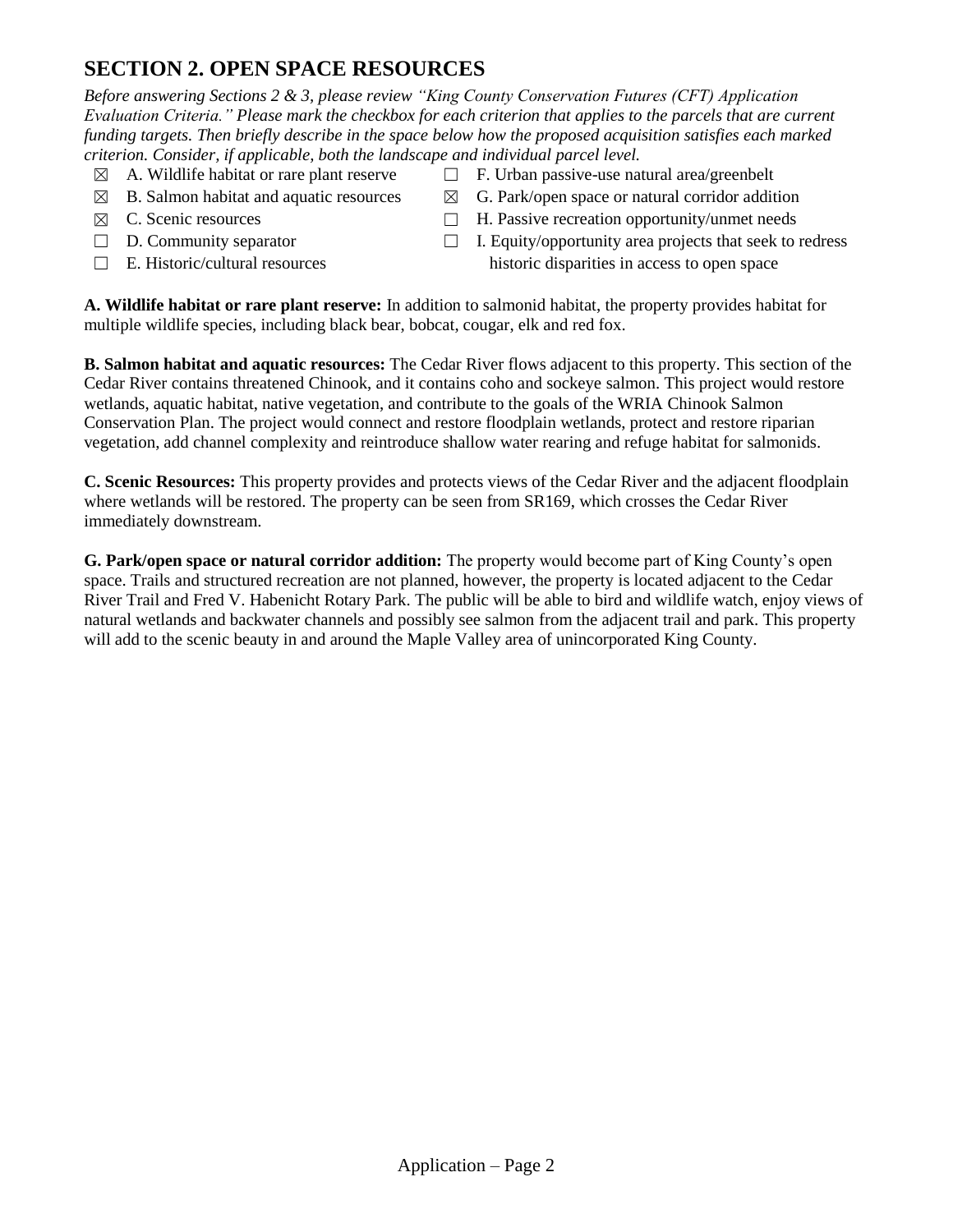## SECTION 2. OPEN SPACE RESOURCES

*Before answering Sections 2 & 3, please review "King County Conservation Futures (CFT) Application Evaluation Criteria." Please mark the checkbox for each criterion that applies to the parcels that are current funding targets. Then briefly describe in the space below how the proposed acquisition satisfies each marked criterion. Consider, if applicable, both the landscape and individual parcel level.*

- ☒ A. Wildlife habitat or rare plant reserve
- ☒ B. Salmon habitat and aquatic resources
- ☒ C. Scenic resources
- ☐ D. Community separator
- ☐ E. Historic/cultural resources
- ☐ F. Urban passive-use natural area/greenbelt
- ☒ G. Park/open space or natural corridor addition
- ☐ H. Passive recreation opportunity/unmet needs
- ☐ I. Equity/opportunity area projects that seek to redress historic disparities in access to open space

**A. Wildlife habitat or rare plant reserve:** In addition to salmonid habitat, the property provides habitat for multiple wildlife species, including black bear, bobcat, cougar, elk and red fox.

**B. Salmon habitat and aquatic resources:** The Cedar River flows adjacent to this property. This section of the Cedar River contains threatened Chinook, and it contains coho and sockeye salmon. This project would restore wetlands, aquatic habitat, native vegetation, and contribute to the goals of the WRIA Chinook Salmon Conservation Plan. The project would connect and restore floodplain wetlands, protect and restore riparian vegetation, add channel complexity and reintroduce shallow water rearing and refuge habitat for salmonids.

**C. Scenic Resources:** This property provides and protects views of the Cedar River and the adjacent floodplain where wetlands will be restored. The property can be seen from SR169, which crosses the Cedar River immediately downstream.

**G. Park/open space or natural corridor addition:** The property would become part of King County's open space. Trails and structured recreation are not planned, however, the property is located adjacent to the Cedar River Trail and Fred V. Habenicht Rotary Park. The public will be able to bird and wildlife watch, enjoy views of natural wetlands and backwater channels and possibly see salmon from the adjacent trail and park. This property will add to the scenic beauty in and around the Maple Valley area of unincorporated King County.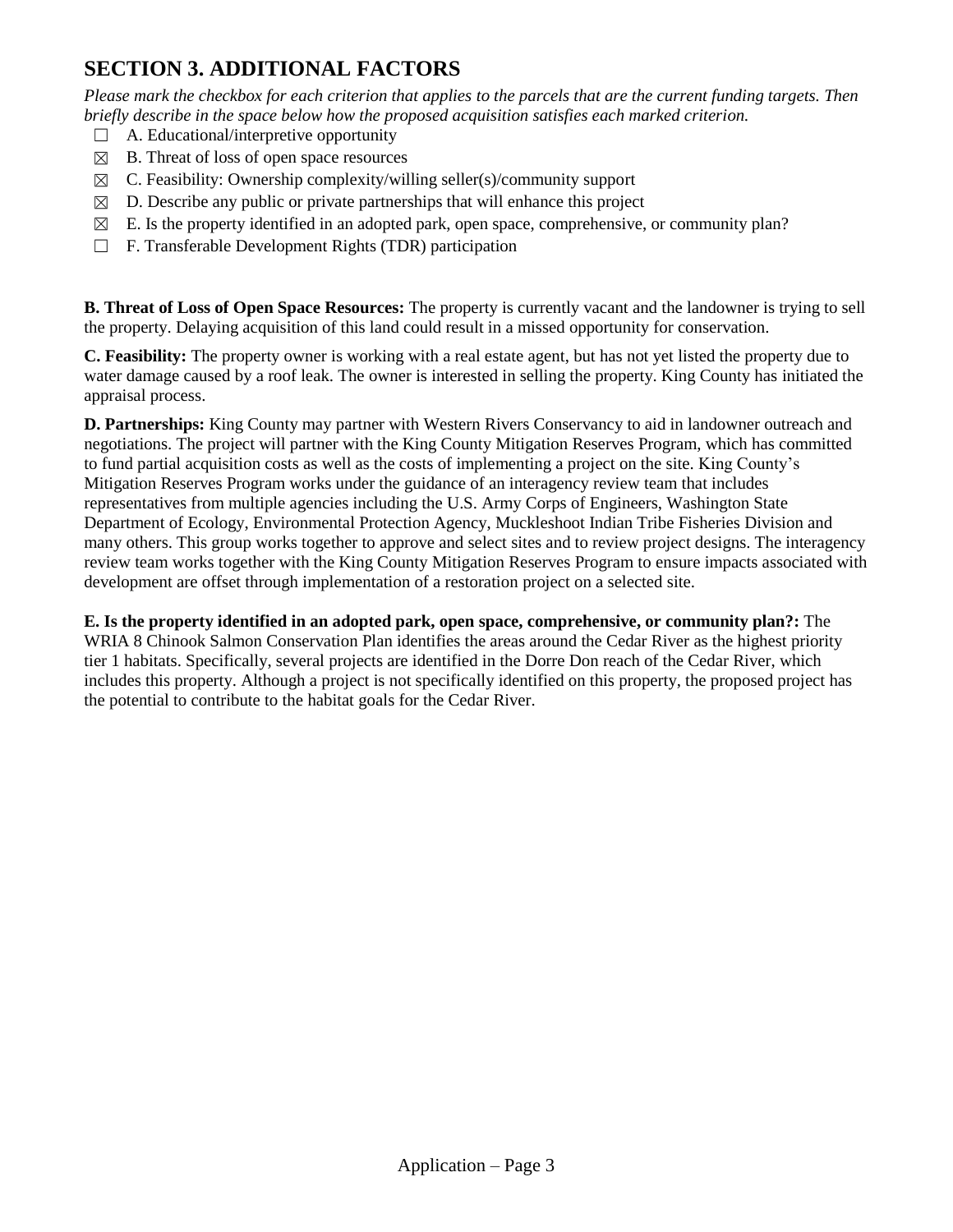## SECTION 3. ADDITIONAL FACTORS

*Please mark the checkbox for each criterion that applies to the parcels that are the current funding targets. Then briefly describe in the space below how the proposed acquisition satisfies each marked criterion.*

- ☐ A. Educational/interpretive opportunity
- ☒ B. Threat of loss of open space resources
- ☒ C. Feasibility: Ownership complexity/willing seller(s)/community support
- ☒ D. Describe any public or private partnerships that will enhance this project
- ☒ E. Is the property identified in an adopted park, open space, comprehensive, or community plan?
- ☐ F. Transferable Development Rights (TDR) participation

**B. Threat of Loss of Open Space Resources:** The property is currently vacant and the landowner is trying to sell the property. Delaying acquisition of this land could result in a missed opportunity for conservation.

**C. Feasibility:** The property owner is working with a real estate agent, but has not yet listed the property due to water damage caused by a roof leak. The owner is interested in selling the property. King County has initiated the appraisal process.

**D. Partnerships:** King County may partner with Western Rivers Conservancy to aid in landowner outreach and negotiations. The project will partner with the King County Mitigation Reserves Program, which has committed to fund partial acquisition costs as well as the costs of implementing a project on the site. King County's Mitigation Reserves Program works under the guidance of an interagency review team that includes representatives from multiple agencies including the U.S. Army Corps of Engineers, Washington State Department of Ecology, Environmental Protection Agency, Muckleshoot Indian Tribe Fisheries Division and many others. This group works together to approve and select sites and to review project designs. The interagency review team works together with the King County Mitigation Reserves Program to ensure impacts associated with development are offset through implementation of a restoration project on a selected site.

**E. Is the property identified in an adopted park, open space, comprehensive, or community plan?:** The WRIA 8 Chinook Salmon Conservation Plan identifies the areas around the Cedar River as the highest priority tier 1 habitats. Specifically, several projects are identified in the Dorre Don reach of the Cedar River, which includes this property. Although a project is not specifically identified on this property, the proposed project has the potential to contribute to the habitat goals for the Cedar River.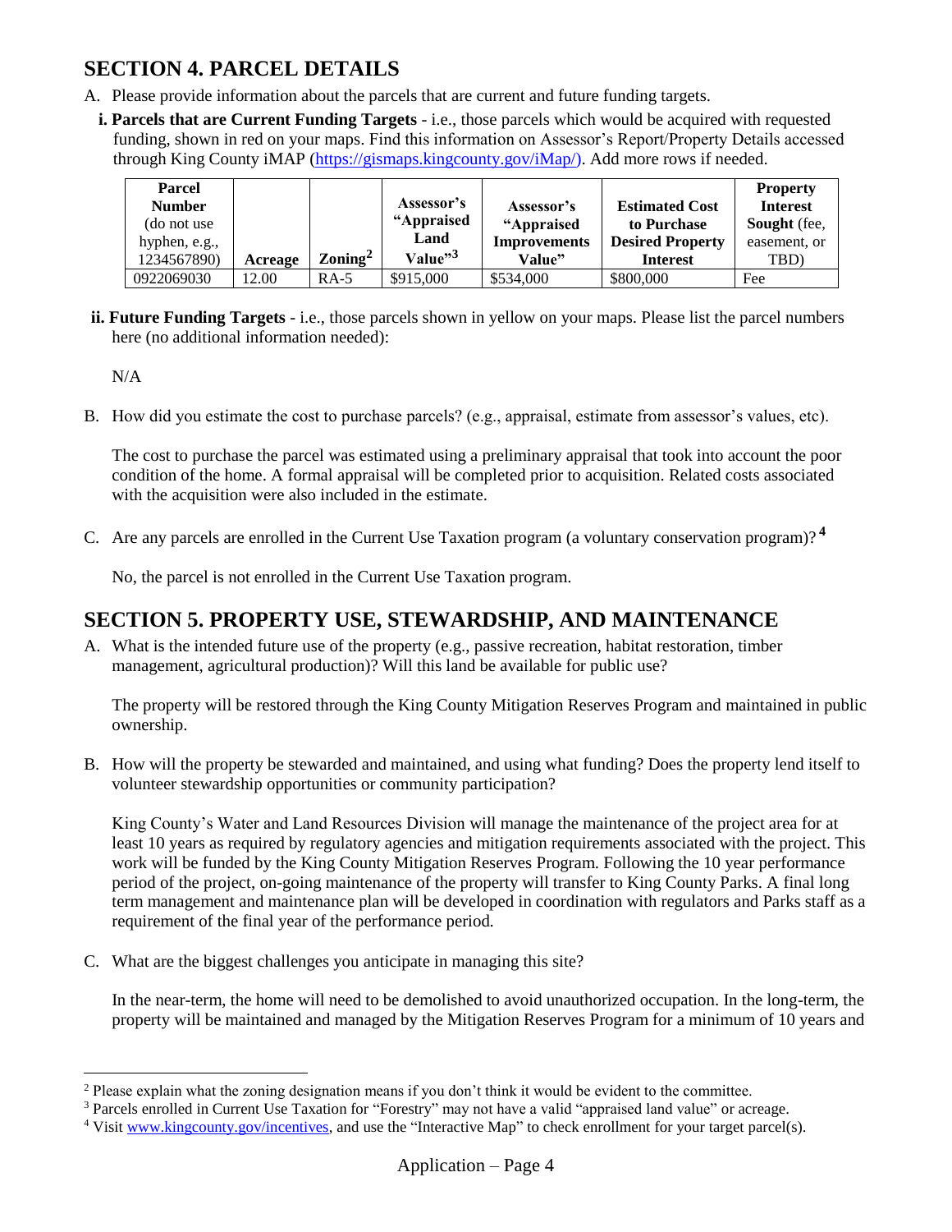## SECTION 4. PARCEL DETAILS

A. Please provide information about the parcels that are current and future funding targets.

**i. Parcels that are Current Funding Targets** - i.e., those parcels which would be acquired with requested funding, shown in red on your maps. Find this information on Assessor's Report/Property Details accessed through King County iMAP (https://gismaps.kingcounty.gov/iMap/). Add more rows if needed.

| **Parcel Number** (do not use hyphen, e.g., 1234567890) | **Acreage** | **Zoning**[2] | **Assessor's "Appraised Land Value"**[3] | **Assessor's "Appraised Improvements Value"** | **Estimated Cost to Purchase Desired Property Interest** | **Property Interest Sought** (fee, easement, or TBD) |
|---|---|---|---|---|---|---|
| 0922069030 | 12.00 | RA-5 | $915,000 | $534,000 | $800,000 | Fee |

**ii. Future Funding Targets** - i.e., those parcels shown in yellow on your maps. Please list the parcel numbers here (no additional information needed):

N/A

B. How did you estimate the cost to purchase parcels? (e.g., appraisal, estimate from assessor's values, etc).

The cost to purchase the parcel was estimated using a preliminary appraisal that took into account the poor condition of the home. A formal appraisal will be completed prior to acquisition. Related costs associated with the acquisition were also included in the estimate.

C. Are any parcels are enrolled in the Current Use Taxation program (a voluntary conservation program)?[4]

No, the parcel is not enrolled in the Current Use Taxation program.

## SECTION 5. PROPERTY USE, STEWARDSHIP, AND MAINTENANCE

A. What is the intended future use of the property (e.g., passive recreation, habitat restoration, timber management, agricultural production)? Will this land be available for public use?

The property will be restored through the King County Mitigation Reserves Program and maintained in public ownership.

B. How will the property be stewarded and maintained, and using what funding? Does the property lend itself to volunteer stewardship opportunities or community participation?

King County's Water and Land Resources Division will manage the maintenance of the project area for at least 10 years as required by regulatory agencies and mitigation requirements associated with the project. This work will be funded by the King County Mitigation Reserves Program. Following the 10 year performance period of the project, on-going maintenance of the property will transfer to King County Parks. A final long term management and maintenance plan will be developed in coordination with regulators and Parks staff as a requirement of the final year of the performance period.

C. What are the biggest challenges you anticipate in managing this site?

In the near-term, the home will need to be demolished to avoid unauthorized occupation. In the long-term, the property will be maintained and managed by the Mitigation Reserves Program for a minimum of 10 years and

---

[2] Please explain what the zoning designation means if you don't think it would be evident to the committee.

[3] Parcels enrolled in Current Use Taxation for "Forestry" may not have a valid "appraised land value" or acreage.

[4] Visit www.kingcounty.gov/incentives, and use the "Interactive Map" to check enrollment for your target parcel(s).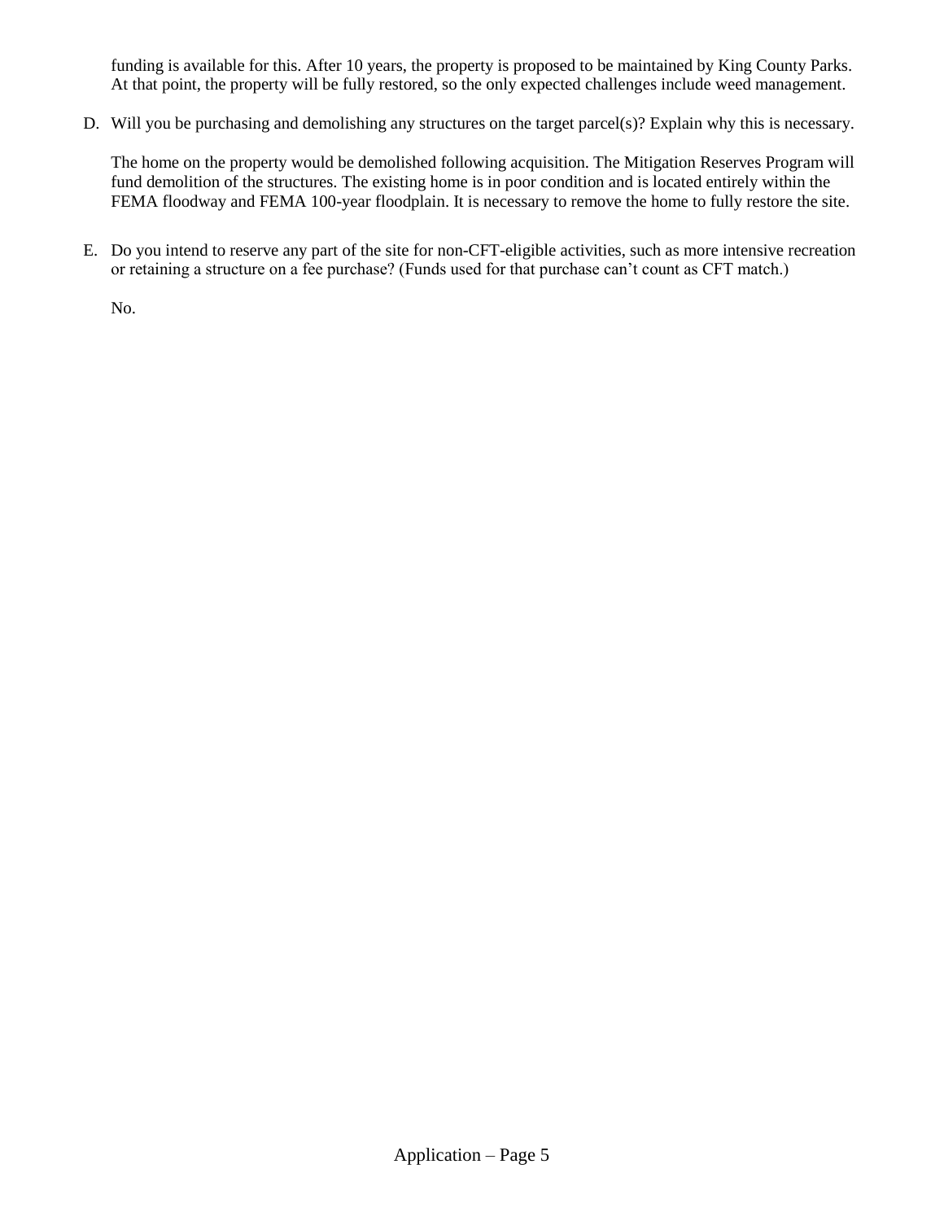funding is available for this. After 10 years, the property is proposed to be maintained by King County Parks. At that point, the property will be fully restored, so the only expected challenges include weed management.

D. Will you be purchasing and demolishing any structures on the target parcel(s)? Explain why this is necessary.

   The home on the property would be demolished following acquisition. The Mitigation Reserves Program will fund demolition of the structures. The existing home is in poor condition and is located entirely within the FEMA floodway and FEMA 100-year floodplain. It is necessary to remove the home to fully restore the site.

E. Do you intend to reserve any part of the site for non-CFT-eligible activities, such as more intensive recreation or retaining a structure on a fee purchase? (Funds used for that purchase can't count as CFT match.)

   No.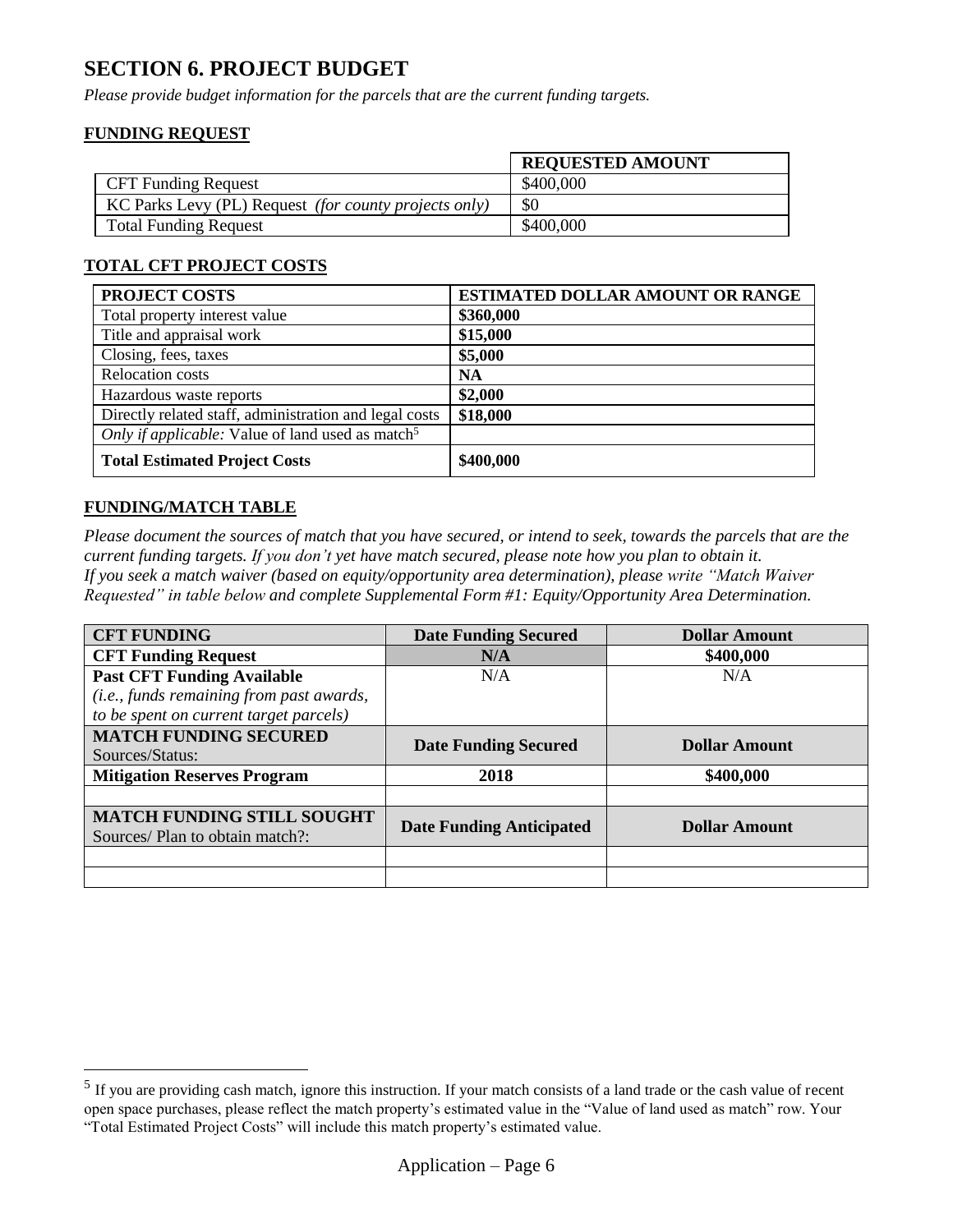# SECTION 6. PROJECT BUDGET

*Please provide budget information for the parcels that are the current funding targets.*

## FUNDING REQUEST

| | REQUESTED AMOUNT |
|---|---|
| CFT Funding Request | \$400,000 |
| KC Parks Levy (PL) Request *(for county projects only)* | \$0 |
| Total Funding Request | \$400,000 |

## TOTAL CFT PROJECT COSTS

| PROJECT COSTS | ESTIMATED DOLLAR AMOUNT OR RANGE |
|---|---|
| Total property interest value | **\$360,000** |
| Title and appraisal work | **\$15,000** |
| Closing, fees, taxes | **\$5,000** |
| Relocation costs | **NA** |
| Hazardous waste reports | **\$2,000** |
| Directly related staff, administration and legal costs | **\$18,000** |
| *Only if applicable:* Value of land used as match[5] | |
| **Total Estimated Project Costs** | **\$400,000** |

## FUNDING/MATCH TABLE

*Please document the sources of match that you have secured, or intend to seek, towards the parcels that are the current funding targets. If you don't yet have match secured, please note how you plan to obtain it. If you seek a match waiver (based on equity/opportunity area determination), please write "Match Waiver Requested" in table below and complete Supplemental Form #1: Equity/Opportunity Area Determination.*

| CFT FUNDING | Date Funding Secured | Dollar Amount |
|---|---|---|
| **CFT Funding Request** | **N/A** | **\$400,000** |
| **Past CFT Funding Available** *(i.e., funds remaining from past awards, to be spent on current target parcels)* | N/A | N/A |
| **MATCH FUNDING SECURED** Sources/Status: | **Date Funding Secured** | **Dollar Amount** |
| **Mitigation Reserves Program** | **2018** | **\$400,000** |
| | | |
| **MATCH FUNDING STILL SOUGHT** Sources/ Plan to obtain match?: | **Date Funding Anticipated** | **Dollar Amount** |
| | | |
| | | |

[5] If you are providing cash match, ignore this instruction. If your match consists of a land trade or the cash value of recent open space purchases, please reflect the match property's estimated value in the "Value of land used as match" row. Your "Total Estimated Project Costs" will include this match property's estimated value.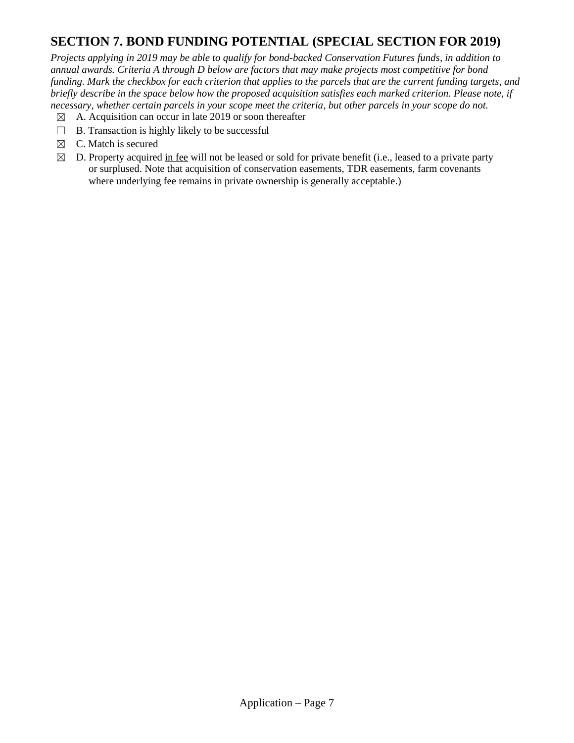## SECTION 7. BOND FUNDING POTENTIAL (SPECIAL SECTION FOR 2019)

*Projects applying in 2019 may be able to qualify for bond-backed Conservation Futures funds, in addition to annual awards. Criteria A through D below are factors that may make projects most competitive for bond funding. Mark the checkbox for each criterion that applies to the parcels that are the current funding targets, and briefly describe in the space below how the proposed acquisition satisfies each marked criterion. Please note, if necessary, whether certain parcels in your scope meet the criteria, but other parcels in your scope do not.*

☒ A. Acquisition can occur in late 2019 or soon thereafter

☐ B. Transaction is highly likely to be successful

☒ C. Match is secured

☒ D. Property acquired <u>in fee</u> will not be leased or sold for private benefit (i.e., leased to a private party or surplused. Note that acquisition of conservation easements, TDR easements, farm covenants where underlying fee remains in private ownership is generally acceptable.)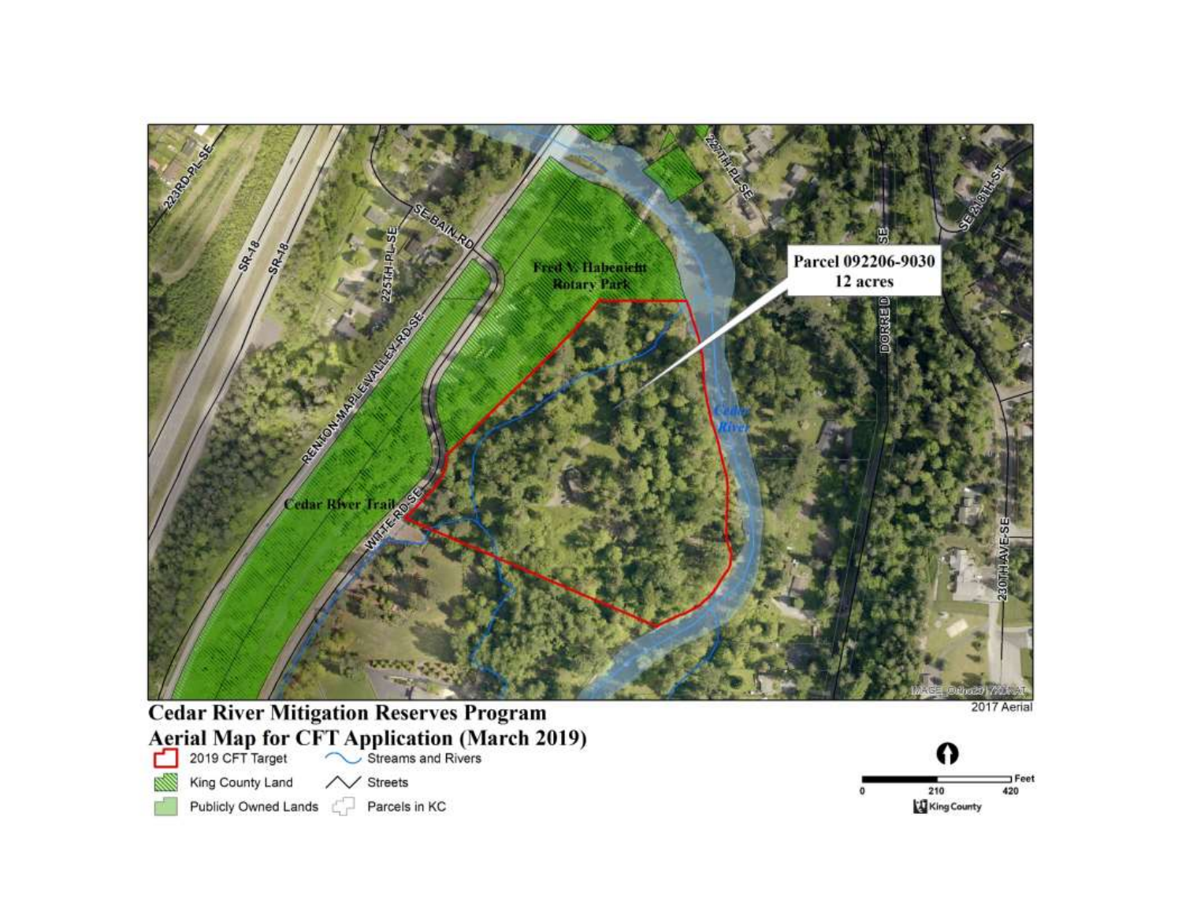Parcel 092206-9030
12 acres

Fred V. Habenicht Rotary Park

Cedar River Trail

Cedar River

SR-18

SR-18

223RD PL SE

225TH PL SE

SE BAIN RD

RENTON-MAPLE VALLEY RD SE

WITTE RD SE

227TH PL SE

DORRE DON WAY SE

SE 218TH ST

230TH AVE SE

2017 Aerial

**Cedar River Mitigation Reserves Program**
**Aerial Map for CFT Application (March 2019)**

- 2019 CFT Target
- King County Land
- Publicly Owned Lands
- Streams and Rivers
- Streets
- Parcels in KC

0 210 420 Feet

King County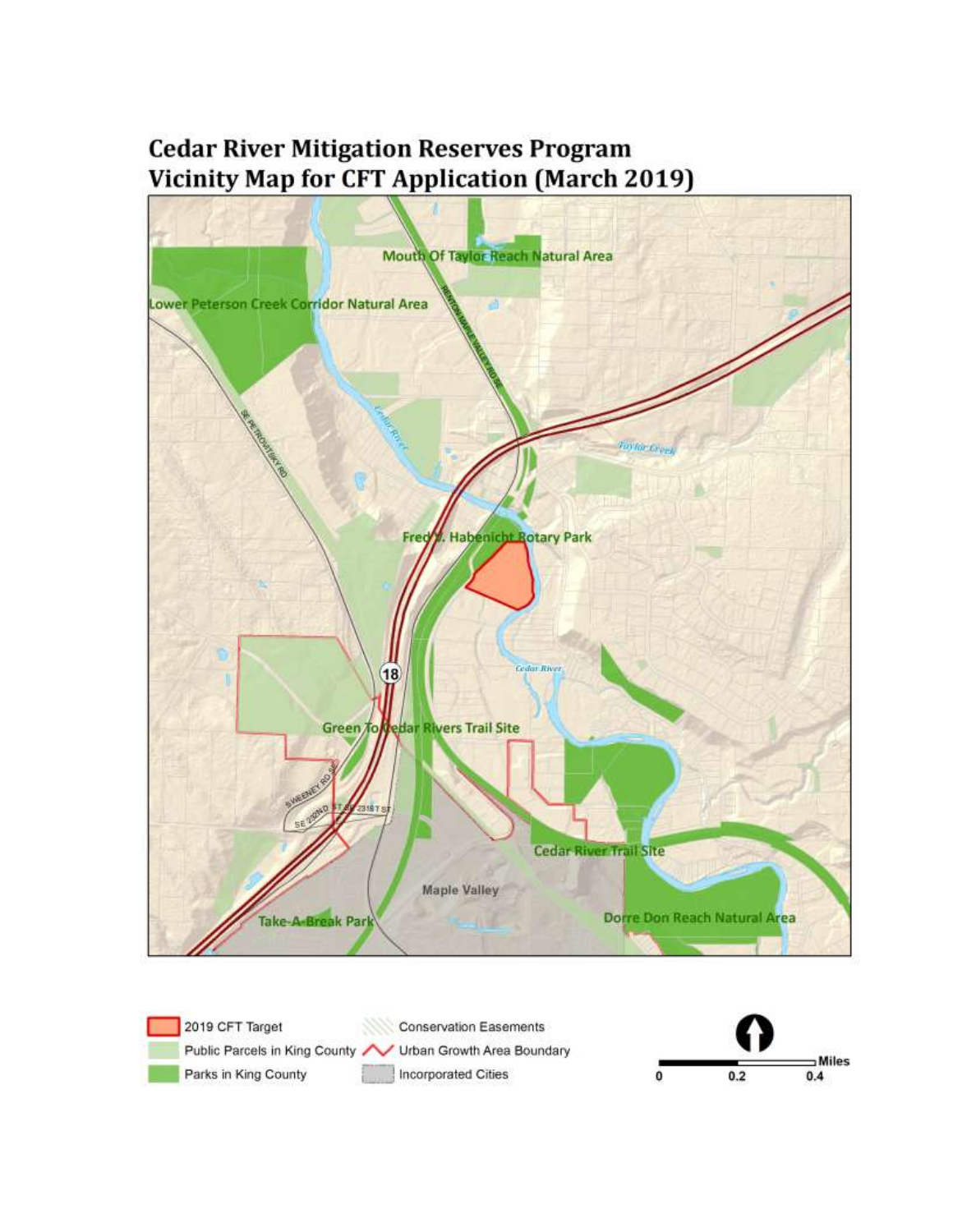# Cedar River Mitigation Reserves Program
# Vicinity Map for CFT Application (March 2019)

Mouth Of Taylor Reach Natural Area

Lower Peterson Creek Corridor Natural Area

RENTON MAPLE VALLEY RD SE

SE PETROVITSKY RD

Cedar River

Taylor Creek

Fred V. Habenicht Rotary Park

18

Cedar River

Green To Cedar Rivers Trail Site

SWEENEY RD SE

SE 232ND ST

SE 231ST ST

Cedar River Trail Site

Maple Valley

Take-A-Break Park

Dorre Don Reach Natural Area

2019 CFT Target

Public Parcels in King County

Parks in King County

Conservation Easements

Urban Growth Area Boundary

Incorporated Cities

0 0.2 0.4 Miles